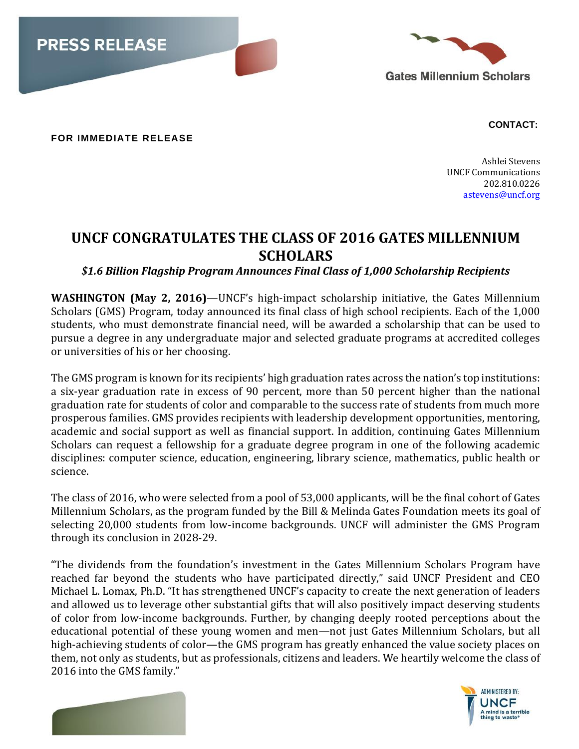PRESS RELEASE

Gates Millennium Scholars

**FOR IMMEDIATE RELEASE**

**CONTACT:**

Ashlei Stevens
UNCF Communications
202.810.0226
astevens@uncf.org

# UNCF CONGRATULATES THE CLASS OF 2016 GATES MILLENNIUM SCHOLARS

***$1.6 Billion Flagship Program Announces Final Class of 1,000 Scholarship Recipients***

**WASHINGTON (May 2, 2016)**—UNCF's high-impact scholarship initiative, the Gates Millennium Scholars (GMS) Program, today announced its final class of high school recipients. Each of the 1,000 students, who must demonstrate financial need, will be awarded a scholarship that can be used to pursue a degree in any undergraduate major and selected graduate programs at accredited colleges or universities of his or her choosing.

The GMS program is known for its recipients' high graduation rates across the nation's top institutions: a six-year graduation rate in excess of 90 percent, more than 50 percent higher than the national graduation rate for students of color and comparable to the success rate of students from much more prosperous families. GMS provides recipients with leadership development opportunities, mentoring, academic and social support as well as financial support. In addition, continuing Gates Millennium Scholars can request a fellowship for a graduate degree program in one of the following academic disciplines: computer science, education, engineering, library science, mathematics, public health or science.

The class of 2016, who were selected from a pool of 53,000 applicants, will be the final cohort of Gates Millennium Scholars, as the program funded by the Bill & Melinda Gates Foundation meets its goal of selecting 20,000 students from low-income backgrounds. UNCF will administer the GMS Program through its conclusion in 2028-29.

"The dividends from the foundation's investment in the Gates Millennium Scholars Program have reached far beyond the students who have participated directly," said UNCF President and CEO Michael L. Lomax, Ph.D. "It has strengthened UNCF's capacity to create the next generation of leaders and allowed us to leverage other substantial gifts that will also positively impact deserving students of color from low-income backgrounds. Further, by changing deeply rooted perceptions about the educational potential of these young women and men—not just Gates Millennium Scholars, but all high-achieving students of color—the GMS program has greatly enhanced the value society places on them, not only as students, but as professionals, citizens and leaders. We heartily welcome the class of 2016 into the GMS family."

ADMINISTERED BY: UNCF A mind is a terrible thing to waste®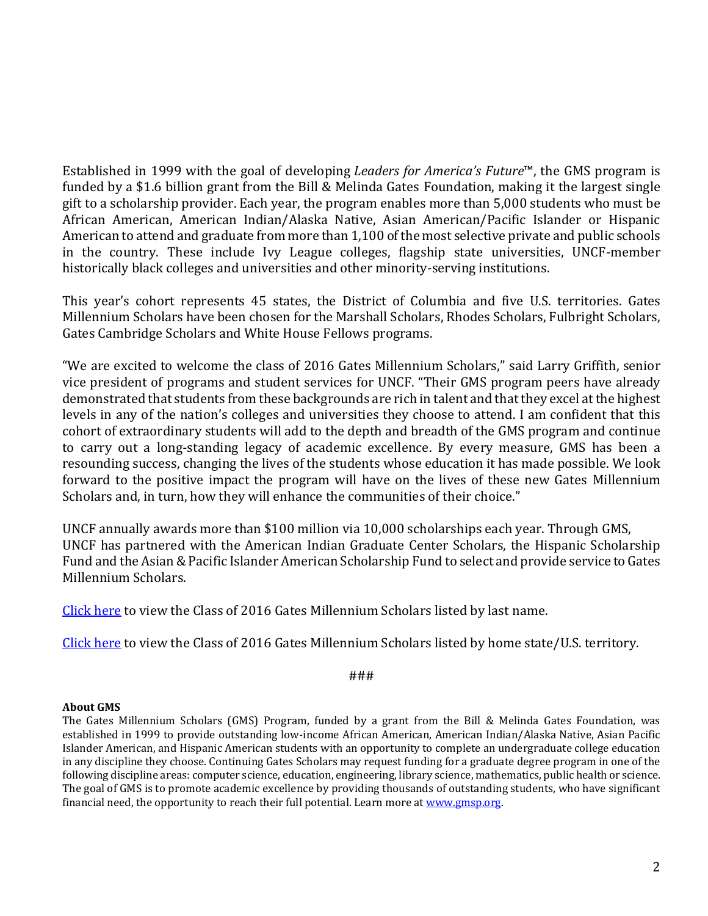Established in 1999 with the goal of developing *Leaders for America's Future*™, the GMS program is funded by a $1.6 billion grant from the Bill & Melinda Gates Foundation, making it the largest single gift to a scholarship provider. Each year, the program enables more than 5,000 students who must be African American, American Indian/Alaska Native, Asian American/Pacific Islander or Hispanic American to attend and graduate from more than 1,100 of the most selective private and public schools in the country. These include Ivy League colleges, flagship state universities, UNCF-member historically black colleges and universities and other minority-serving institutions.

This year's cohort represents 45 states, the District of Columbia and five U.S. territories. Gates Millennium Scholars have been chosen for the Marshall Scholars, Rhodes Scholars, Fulbright Scholars, Gates Cambridge Scholars and White House Fellows programs.

"We are excited to welcome the class of 2016 Gates Millennium Scholars," said Larry Griffith, senior vice president of programs and student services for UNCF. "Their GMS program peers have already demonstrated that students from these backgrounds are rich in talent and that they excel at the highest levels in any of the nation's colleges and universities they choose to attend. I am confident that this cohort of extraordinary students will add to the depth and breadth of the GMS program and continue to carry out a long-standing legacy of academic excellence. By every measure, GMS has been a resounding success, changing the lives of the students whose education it has made possible. We look forward to the positive impact the program will have on the lives of these new Gates Millennium Scholars and, in turn, how they will enhance the communities of their choice."

UNCF annually awards more than $100 million via 10,000 scholarships each year. Through GMS, UNCF has partnered with the American Indian Graduate Center Scholars, the Hispanic Scholarship Fund and the Asian & Pacific Islander American Scholarship Fund to select and provide service to Gates Millennium Scholars.

Click here to view the Class of 2016 Gates Millennium Scholars listed by last name.

Click here to view the Class of 2016 Gates Millennium Scholars listed by home state/U.S. territory.

###

**About GMS**

The Gates Millennium Scholars (GMS) Program, funded by a grant from the Bill & Melinda Gates Foundation, was established in 1999 to provide outstanding low-income African American, American Indian/Alaska Native, Asian Pacific Islander American, and Hispanic American students with an opportunity to complete an undergraduate college education in any discipline they choose. Continuing Gates Scholars may request funding for a graduate degree program in one of the following discipline areas: computer science, education, engineering, library science, mathematics, public health or science. The goal of GMS is to promote academic excellence by providing thousands of outstanding students, who have significant financial need, the opportunity to reach their full potential. Learn more at www.gmsp.org.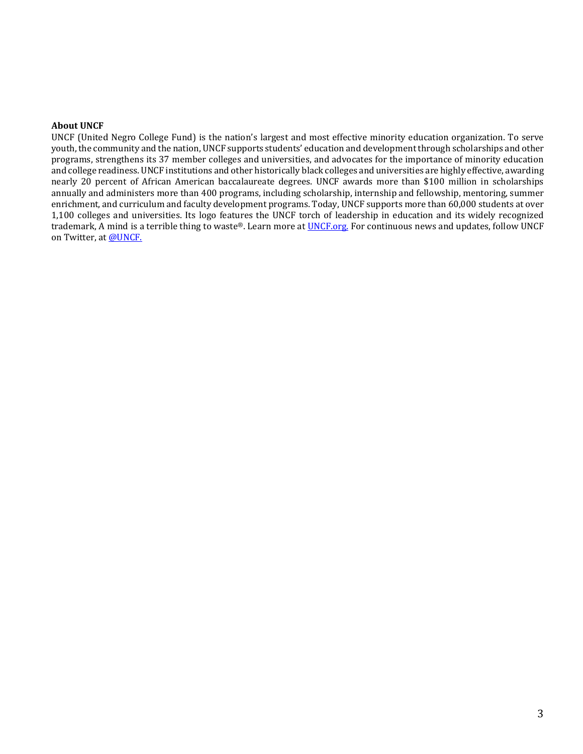**About UNCF**

UNCF (United Negro College Fund) is the nation's largest and most effective minority education organization. To serve youth, the community and the nation, UNCF supports students' education and development through scholarships and other programs, strengthens its 37 member colleges and universities, and advocates for the importance of minority education and college readiness. UNCF institutions and other historically black colleges and universities are highly effective, awarding nearly 20 percent of African American baccalaureate degrees. UNCF awards more than $100 million in scholarships annually and administers more than 400 programs, including scholarship, internship and fellowship, mentoring, summer enrichment, and curriculum and faculty development programs. Today, UNCF supports more than 60,000 students at over 1,100 colleges and universities. Its logo features the UNCF torch of leadership in education and its widely recognized trademark, A mind is a terrible thing to waste®. Learn more at [UNCF.org.](UNCF.org) For continuous news and updates, follow UNCF on Twitter, at [@UNCF.](@UNCF)